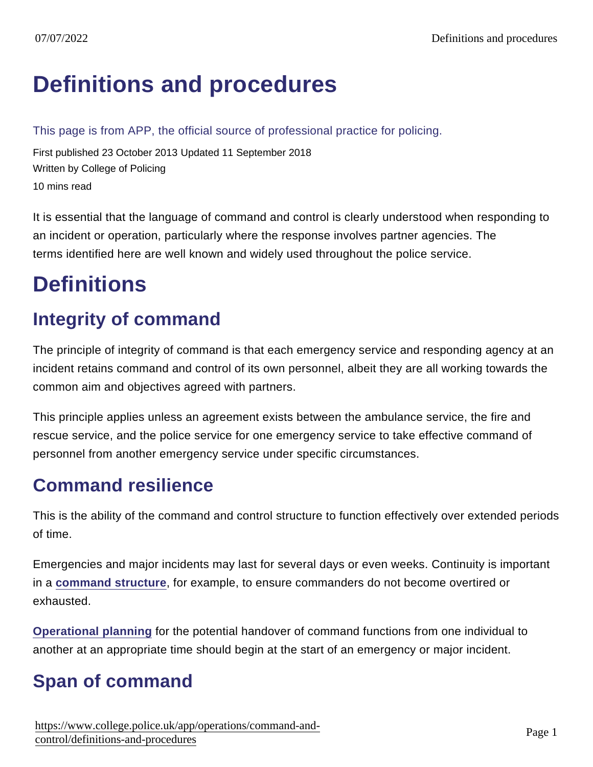# Definitions and procedures

This page is from APP, the official source of professional practice for policing.

First published 23 October 2013 Updated 11 September 2018

Written by College of Policing

10 mins read

It is essential that the language of command and control is clearly understood when responding to an incident or operation, particularly where the response involves partner agencies. The terms identified here are well known and widely used throughout the police service.

# Definitions

## Integrity of command

The principle of integrity of command is that each emergency service and responding agency at an incident retains command and control of its own personnel, albeit they are all working towards the common aim and objectives agreed with partners.

This principle applies unless an agreement exists between the ambulance service, the fire and rescue service, and the police service for one emergency service to take effective command of personnel from another emergency service under specific circumstances.

## Command resilience

This is the ability of the command and control structure to function effectively over extended periods of time.

Emergencies and major incidents may last for several days or even weeks. Continuity is important in a **command structure**, for example, to ensure commanders do not become overtired or exhausted.

**Operational planning** for the potential handover of command functions from one individual to another at an appropriate time should begin at the start of an emergency or major incident.

## Span of command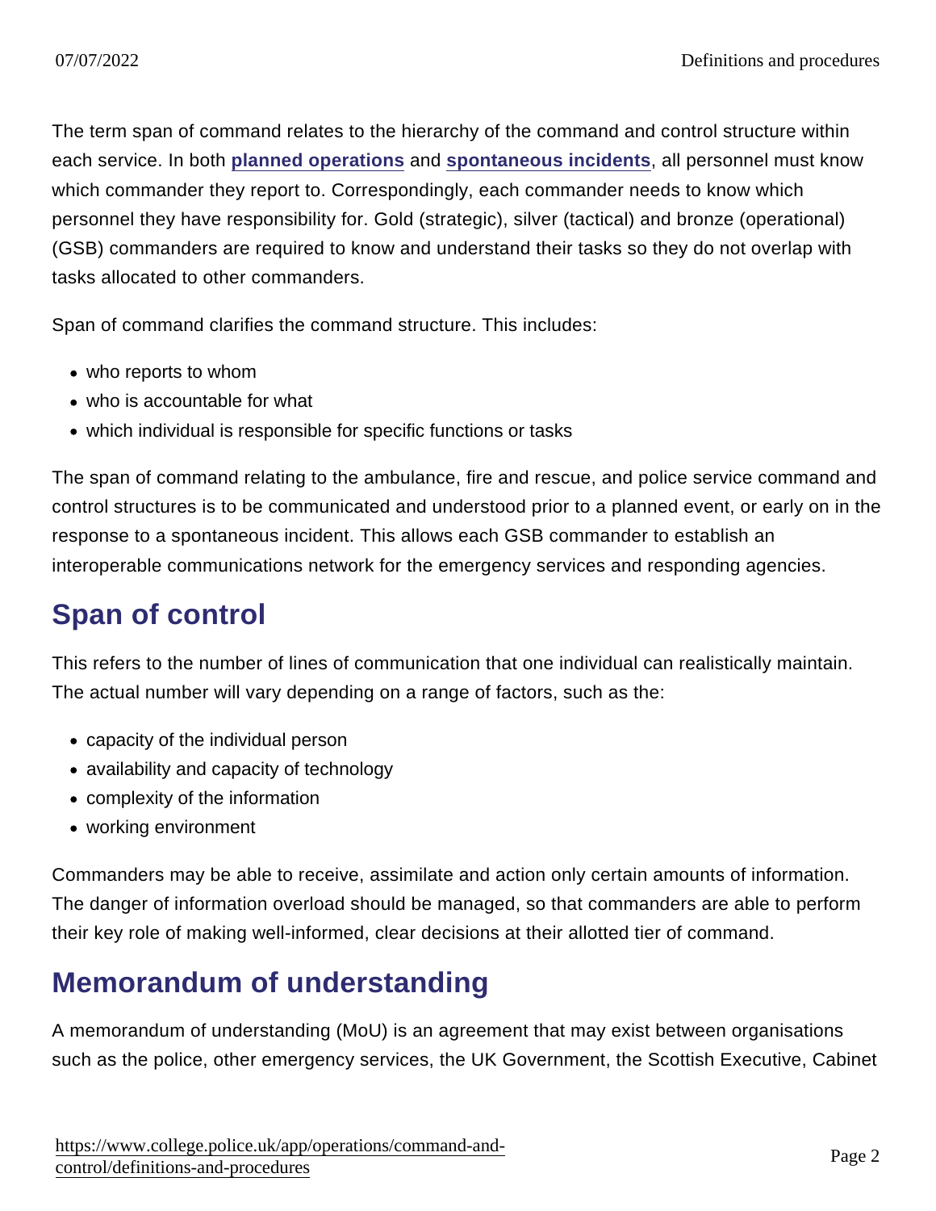The term span of command relates to the hierarchy of the command and control structure within each service. In both planned operations and spontaneous incidents, all personnel must know which commander they report to. Correspondingly, each commander needs to know which personnel they have responsibility for. Gold (strategic), silver (tactical) and bronze (operational) (GSB) commanders are required to know and understand their tasks so they do not overlap with tasks allocated to other commanders.

Span of command clarifies the command structure. This includes:

- who reports to whom
- who is accountable for what
- which individual is responsible for specific functions or tasks

The span of command relating to the ambulance, fire and rescue, and police service command and control structures is to be communicated and understood prior to a planned event, or early on in the response to a spontaneous incident. This allows each GSB commander to establish an interoperable communications network for the emergency services and responding agencies.

## Span of control

This refers to the number of lines of communication that one individual can realistically maintain. The actual number will vary depending on a range of factors, such as the:

- capacity of the individual person
- availability and capacity of technology
- complexity of the information
- working environment

Commanders may be able to receive, assimilate and action only certain amounts of information. The danger of information overload should be managed, so that commanders are able to perform their key role of making well-informed, clear decisions at their allotted tier of command.

## Memorandum of understanding

A memorandum of understanding (MoU) is an agreement that may exist between organisations such as the police, other emergency services, the UK Government, the Scottish Executive, Cabinet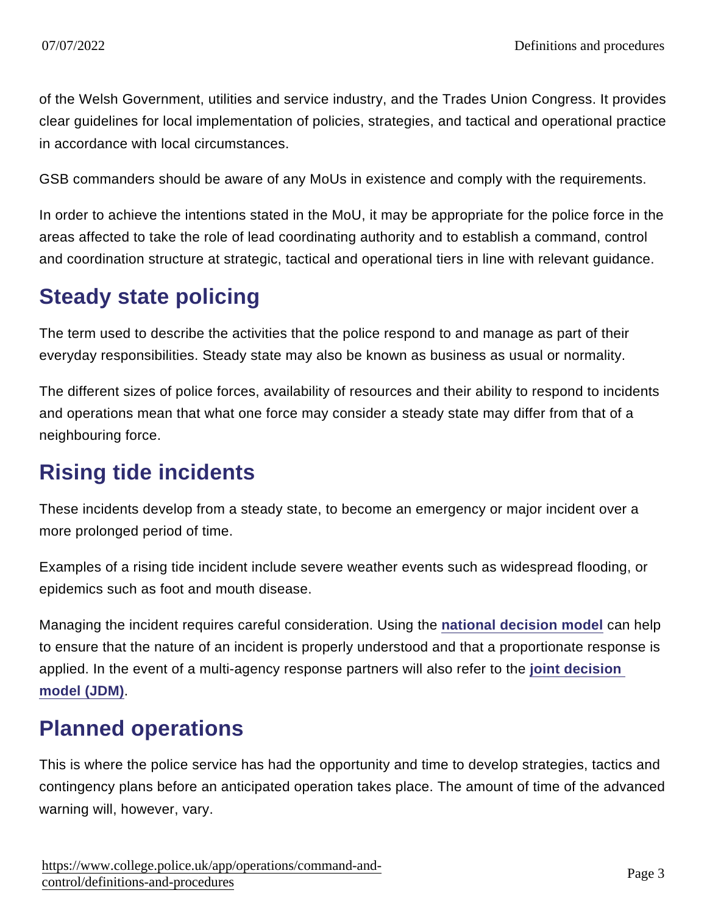of the Welsh Government, utilities and service industry, and the Trades Union Congress. It provides clear guidelines for local implementation of policies, strategies, and tactical and operational practice in accordance with local circumstances.

GSB commanders should be aware of any MoUs in existence and comply with the requirements.

In order to achieve the intentions stated in the MoU, it may be appropriate for the police force in the areas affected to take the role of lead coordinating authority and to establish a command, control and coordination structure at strategic, tactical and operational tiers in line with relevant guidance.

## Steady state policing

The term used to describe the activities that the police respond to and manage as part of their everyday responsibilities. Steady state may also be known as business as usual or normality.

The different sizes of police forces, availability of resources and their ability to respond to incidents and operations mean that what one force may consider a steady state may differ from that of a neighbouring force.

## Rising tide incidents

These incidents develop from a steady state, to become an emergency or major incident over a more prolonged period of time.

Examples of a rising tide incident include severe weather events such as widespread flooding, or epidemics such as foot and mouth disease.

Managing the incident requires careful consideration. Using the **national decision model** can help to ensure that the nature of an incident is properly understood and that a proportionate response is applied. In the event of a multi-agency response partners will also refer to the **joint decision model (JDM)**.

## Planned operations

This is where the police service has had the opportunity and time to develop strategies, tactics and contingency plans before an anticipated operation takes place. The amount of time of the advanced warning will, however, vary.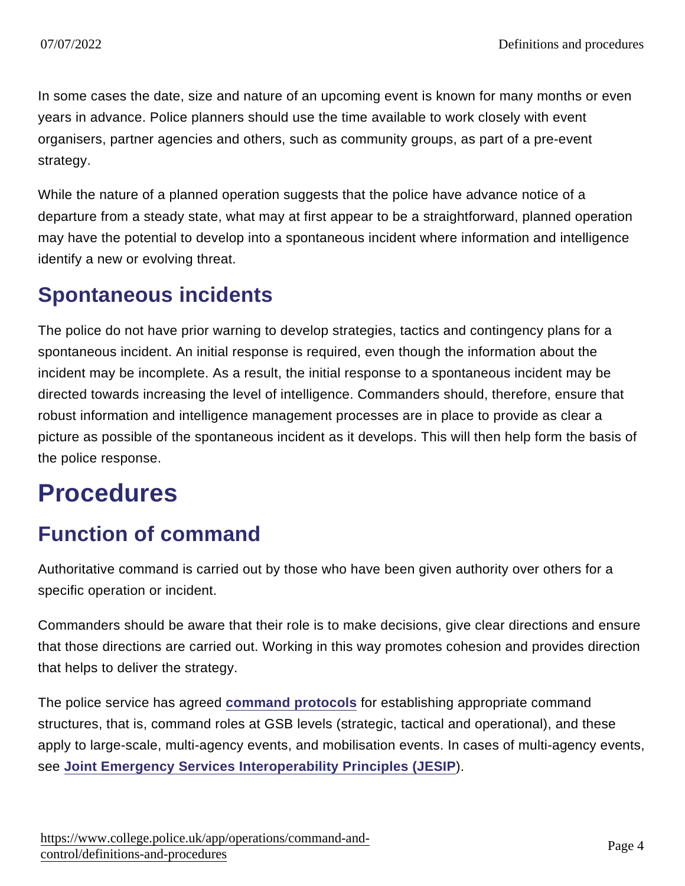In some cases the date, size and nature of an upcoming event is known for many months or even years in advance. Police planners should use the time available to work closely with event organisers, partner agencies and others, such as community groups, as part of a pre-event strategy.

While the nature of a planned operation suggests that the police have advance notice of a departure from a steady state, what may at first appear to be a straightforward, planned operation may have the potential to develop into a spontaneous incident where information and intelligence identify a new or evolving threat.

## Spontaneous incidents

The police do not have prior warning to develop strategies, tactics and contingency plans for a spontaneous incident. An initial response is required, even though the information about the incident may be incomplete. As a result, the initial response to a spontaneous incident may be directed towards increasing the level of intelligence. Commanders should, therefore, ensure that robust information and intelligence management processes are in place to provide as clear a picture as possible of the spontaneous incident as it develops. This will then help form the basis of the police response.

# Procedures

## Function of command

Authoritative command is carried out by those who have been given authority over others for a specific operation or incident.

Commanders should be aware that their role is to make decisions, give clear directions and ensure that those directions are carried out. Working in this way promotes cohesion and provides direction that helps to deliver the strategy.

The police service has agreed **command protocols** for establishing appropriate command structures, that is, command roles at GSB levels (strategic, tactical and operational), and these apply to large-scale, multi-agency events, and mobilisation events. In cases of multi-agency events, see **Joint Emergency Services Interoperability Principles (JESIP**).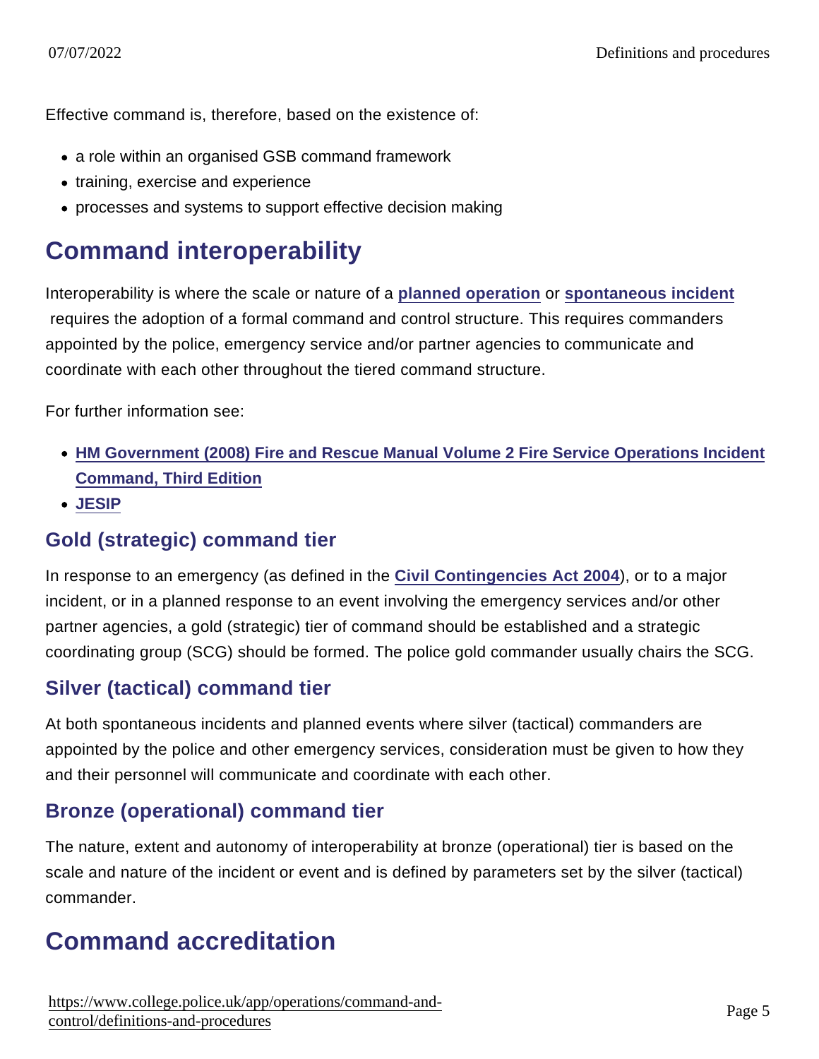Effective command is, therefore, based on the existence of:

- a role within an organised GSB command framework
- training, exercise and experience
- processes and systems to support effective decision making

## Command interoperability

Interoperability is where the scale or nature of a **planned operation** or **spontaneous incident** requires the adoption of a formal command and control structure. This requires commanders appointed by the police, emergency service and/or partner agencies to communicate and coordinate with each other throughout the tiered command structure.

For further information see:

- **HM Government (2008) Fire and Rescue Manual Volume 2 Fire Service Operations Incident Command, Third Edition**
- **JESIP**

### Gold (strategic) command tier

In response to an emergency (as defined in the **Civil Contingencies Act 2004**), or to a major incident, or in a planned response to an event involving the emergency services and/or other partner agencies, a gold (strategic) tier of command should be established and a strategic coordinating group (SCG) should be formed. The police gold commander usually chairs the SCG.

### Silver (tactical) command tier

At both spontaneous incidents and planned events where silver (tactical) commanders are appointed by the police and other emergency services, consideration must be given to how they and their personnel will communicate and coordinate with each other.

### Bronze (operational) command tier

The nature, extent and autonomy of interoperability at bronze (operational) tier is based on the scale and nature of the incident or event and is defined by parameters set by the silver (tactical) commander.

## Command accreditation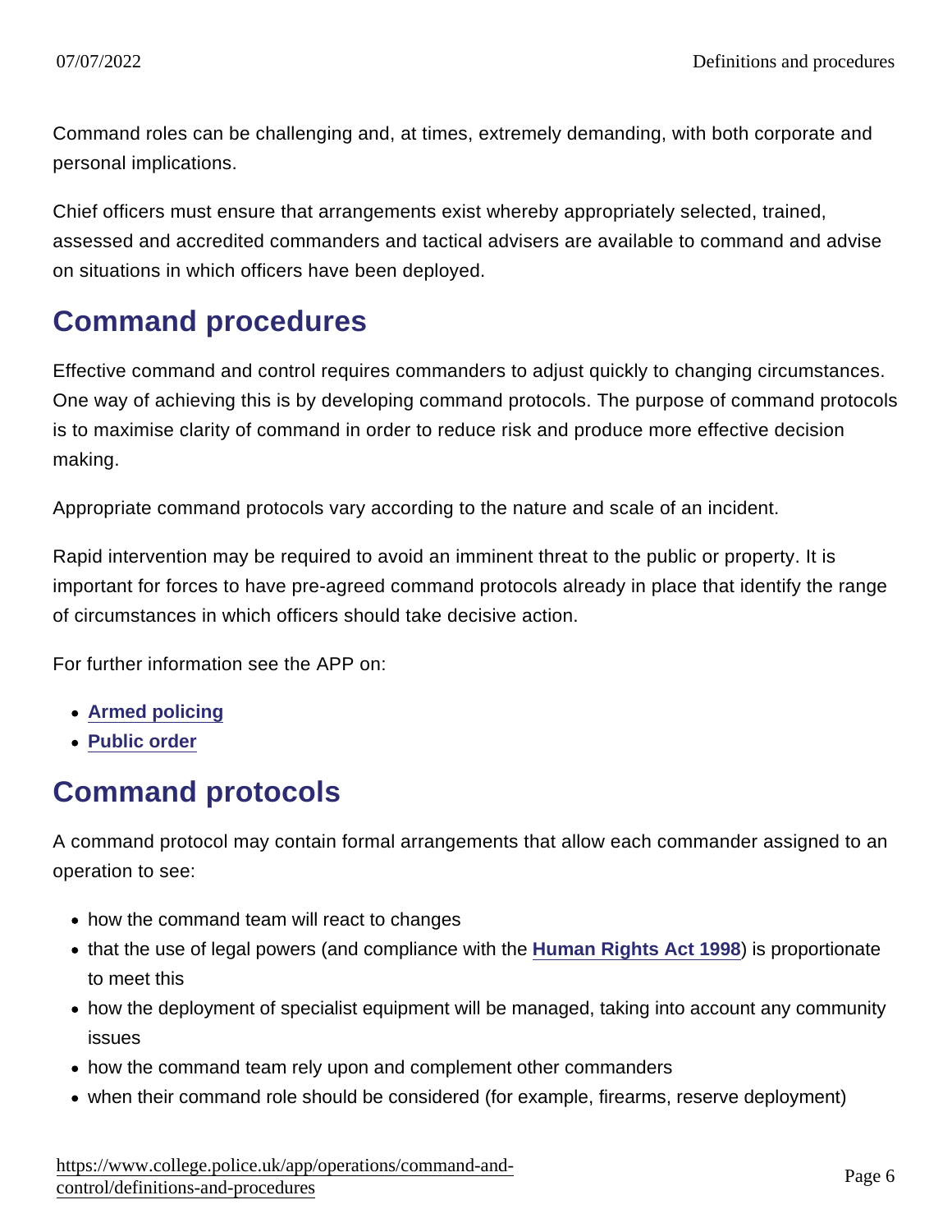Command roles can be challenging and, at times, extremely demanding, with both corporate and personal implications.

Chief officers must ensure that arrangements exist whereby appropriately selected, trained, assessed and accredited commanders and tactical advisers are available to command and advise on situations in which officers have been deployed.

## Command procedures

Effective command and control requires commanders to adjust quickly to changing circumstances. One way of achieving this is by developing command protocols. The purpose of command protocols is to maximise clarity of command in order to reduce risk and produce more effective decision making.

Appropriate command protocols vary according to the nature and scale of an incident.

Rapid intervention may be required to avoid an imminent threat to the public or property. It is important for forces to have pre-agreed command protocols already in place that identify the range of circumstances in which officers should take decisive action.

For further information see the APP on:

- **Armed policing**
- **Public order**

## Command protocols

A command protocol may contain formal arrangements that allow each commander assigned to an operation to see:

- how the command team will react to changes
- that the use of legal powers (and compliance with the **Human Rights Act 1998**) is proportionate to meet this
- how the deployment of specialist equipment will be managed, taking into account any community issues
- how the command team rely upon and complement other commanders
- when their command role should be considered (for example, firearms, reserve deployment)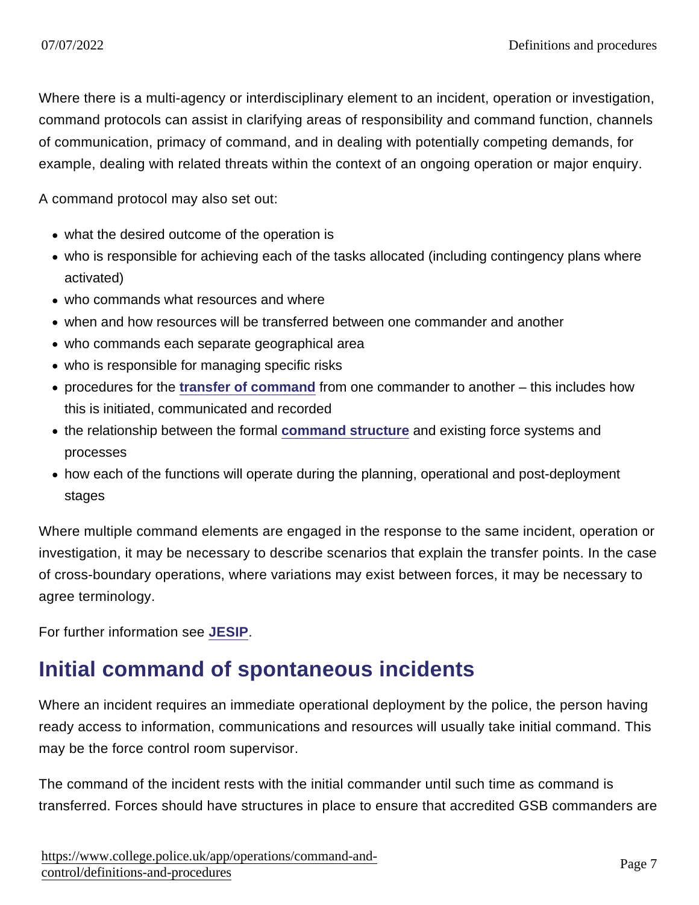Where there is a multi-agency or interdisciplinary element to an incident, operation or investigation, command protocols can assist in clarifying areas of responsibility and command function, channels of communication, primacy of command, and in dealing with potentially competing demands, for example, dealing with related threats within the context of an ongoing operation or major enquiry.

A command protocol may also set out:

- what the desired outcome of the operation is
- who is responsible for achieving each of the tasks allocated (including contingency plans where activated)
- who commands what resources and where
- when and how resources will be transferred between one commander and another
- who commands each separate geographical area
- who is responsible for managing specific risks
- procedures for the **transfer of command** from one commander to another – this includes how this is initiated, communicated and recorded
- the relationship between the formal **command structure** and existing force systems and processes
- how each of the functions will operate during the planning, operational and post-deployment stages

Where multiple command elements are engaged in the response to the same incident, operation or investigation, it may be necessary to describe scenarios that explain the transfer points. In the case of cross-boundary operations, where variations may exist between forces, it may be necessary to agree terminology.

For further information see **JESIP**.

## Initial command of spontaneous incidents

Where an incident requires an immediate operational deployment by the police, the person having ready access to information, communications and resources will usually take initial command. This may be the force control room supervisor.

The command of the incident rests with the initial commander until such time as command is transferred. Forces should have structures in place to ensure that accredited GSB commanders are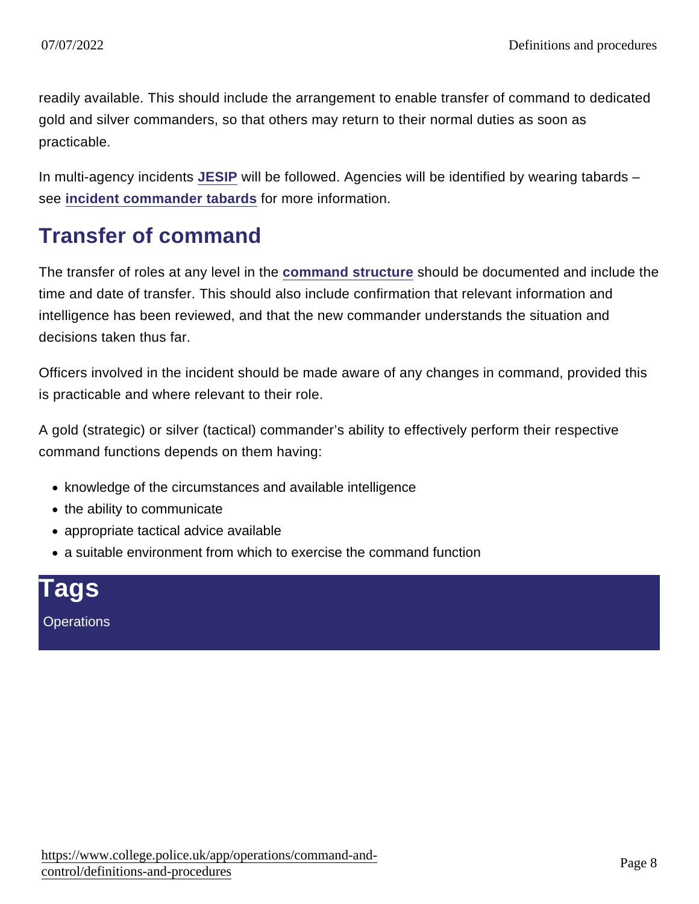readily available. This should include the arrangement to enable transfer of command to dedicated gold and silver commanders, so that others may return to their normal duties as soon as practicable.

In multi-agency incidents JESIP will be followed. Agencies will be identified by wearing tabards – see incident commander tabards for more information.

## Transfer of command

The transfer of roles at any level in the command structure should be documented and include the time and date of transfer. This should also include confirmation that relevant information and intelligence has been reviewed, and that the new commander understands the situation and decisions taken thus far.

Officers involved in the incident should be made aware of any changes in command, provided this is practicable and where relevant to their role.

A gold (strategic) or silver (tactical) commander's ability to effectively perform their respective command functions depends on them having:

- knowledge of the circumstances and available intelligence
- the ability to communicate
- appropriate tactical advice available
- a suitable environment from which to exercise the command function

## Tags

Operations